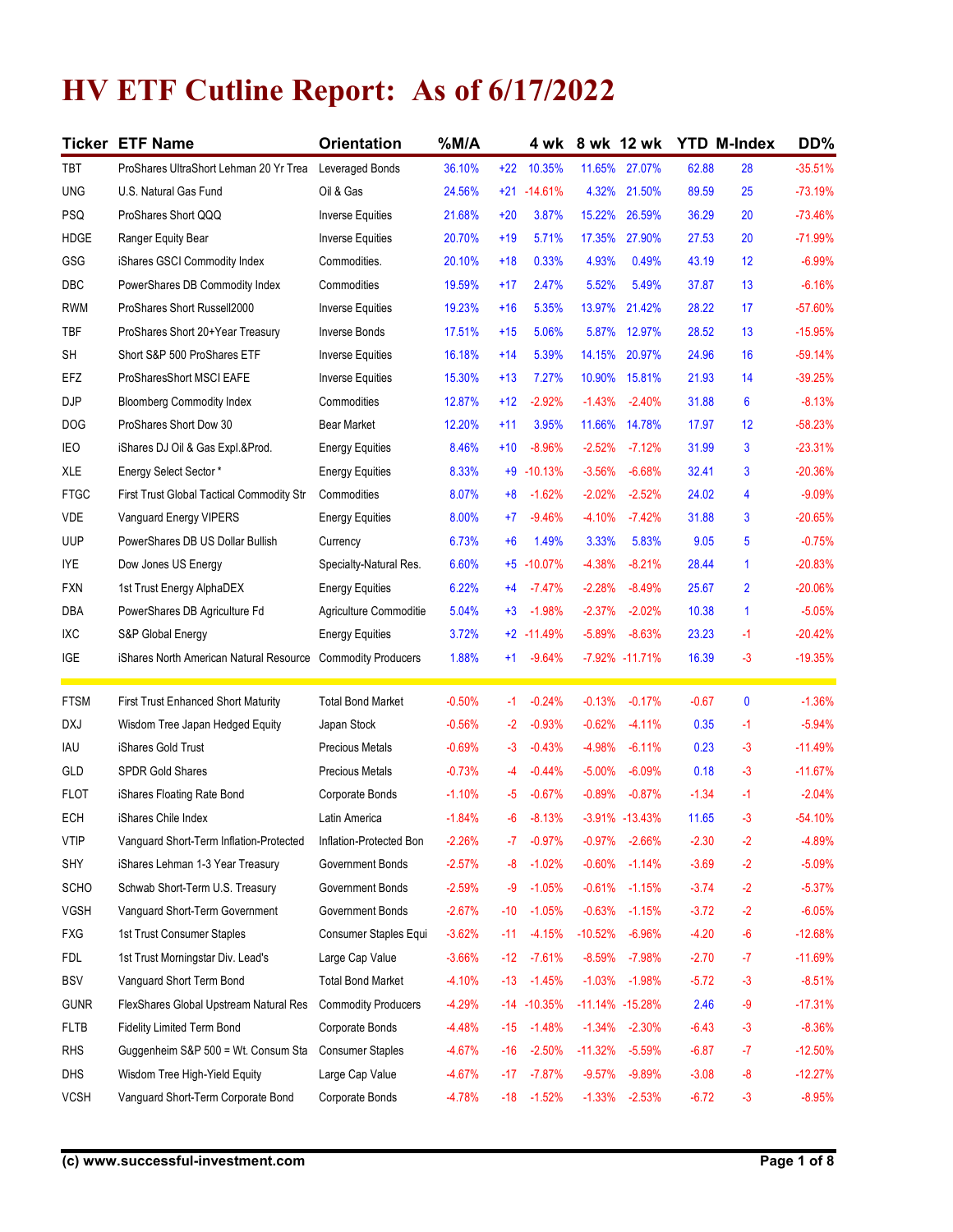# HV ETF Cutline Report: As of 6/17/2022

| Ticker | ETF Name | Orientation | %M/A | | 4 wk | 8 wk | 12 wk | YTD | M-Index | DD% |
|---|---|---|---|---|---|---|---|---|---|---|
| TBT | ProShares UltraShort Lehman 20 Yr Trea | Leveraged Bonds | 36.10% | +22 | 10.35% | 11.65% | 27.07% | 62.88 | 28 | -35.51% |
| UNG | U.S. Natural Gas Fund | Oil & Gas | 24.56% | +21 | -14.61% | 4.32% | 21.50% | 89.59 | 25 | -73.19% |
| PSQ | ProShares Short QQQ | Inverse Equities | 21.68% | +20 | 3.87% | 15.22% | 26.59% | 36.29 | 20 | -73.46% |
| HDGE | Ranger Equity Bear | Inverse Equities | 20.70% | +19 | 5.71% | 17.35% | 27.90% | 27.53 | 20 | -71.99% |
| GSG | iShares GSCI Commodity Index | Commodities. | 20.10% | +18 | 0.33% | 4.93% | 0.49% | 43.19 | 12 | -6.99% |
| DBC | PowerShares DB Commodity Index | Commodities | 19.59% | +17 | 2.47% | 5.52% | 5.49% | 37.87 | 13 | -6.16% |
| RWM | ProShares Short Russell2000 | Inverse Equities | 19.23% | +16 | 5.35% | 13.97% | 21.42% | 28.22 | 17 | -57.60% |
| TBF | ProShares Short 20+Year Treasury | Inverse Bonds | 17.51% | +15 | 5.06% | 5.87% | 12.97% | 28.52 | 13 | -15.95% |
| SH | Short S&P 500 ProShares ETF | Inverse Equities | 16.18% | +14 | 5.39% | 14.15% | 20.97% | 24.96 | 16 | -59.14% |
| EFZ | ProSharesShort MSCI EAFE | Inverse Equities | 15.30% | +13 | 7.27% | 10.90% | 15.81% | 21.93 | 14 | -39.25% |
| DJP | Bloomberg Commodity Index | Commodities | 12.87% | +12 | -2.92% | -1.43% | -2.40% | 31.88 | 6 | -8.13% |
| DOG | ProShares Short Dow 30 | Bear Market | 12.20% | +11 | 3.95% | 11.66% | 14.78% | 17.97 | 12 | -58.23% |
| IEO | iShares DJ Oil & Gas Expl.&Prod. | Energy Equities | 8.46% | +10 | -8.96% | -2.52% | -7.12% | 31.99 | 3 | -23.31% |
| XLE | Energy Select Sector * | Energy Equities | 8.33% | +9 | -10.13% | -3.56% | -6.68% | 32.41 | 3 | -20.36% |
| FTGC | First Trust Global Tactical Commodity Str | Commodities | 8.07% | +8 | -1.62% | -2.02% | -2.52% | 24.02 | 4 | -9.09% |
| VDE | Vanguard Energy VIPERS | Energy Equities | 8.00% | +7 | -9.46% | -4.10% | -7.42% | 31.88 | 3 | -20.65% |
| UUP | PowerShares DB US Dollar Bullish | Currency | 6.73% | +6 | 1.49% | 3.33% | 5.83% | 9.05 | 5 | -0.75% |
| IYE | Dow Jones US Energy | Specialty-Natural Res. | 6.60% | +5 | -10.07% | -4.38% | -8.21% | 28.44 | 1 | -20.83% |
| FXN | 1st Trust Energy AlphaDEX | Energy Equities | 6.22% | +4 | -7.47% | -2.28% | -8.49% | 25.67 | 2 | -20.06% |
| DBA | PowerShares DB Agriculture Fd | Agriculture Commoditie | 5.04% | +3 | -1.98% | -2.37% | -2.02% | 10.38 | 1 | -5.05% |
| IXC | S&P Global Energy | Energy Equities | 3.72% | +2 | -11.49% | -5.89% | -8.63% | 23.23 | -1 | -20.42% |
| IGE | iShares North American Natural Resource | Commodity Producers | 1.88% | +1 | -9.64% | -7.92% | -11.71% | 16.39 | -3 | -19.35% |
| FTSM | First Trust Enhanced Short Maturity | Total Bond Market | -0.50% | -1 | -0.24% | -0.13% | -0.17% | -0.67 | 0 | -1.36% |
| DXJ | Wisdom Tree Japan Hedged Equity | Japan Stock | -0.56% | -2 | -0.93% | -0.62% | -4.11% | 0.35 | -1 | -5.94% |
| IAU | iShares Gold Trust | Precious Metals | -0.69% | -3 | -0.43% | -4.98% | -6.11% | 0.23 | -3 | -11.49% |
| GLD | SPDR Gold Shares | Precious Metals | -0.73% | -4 | -0.44% | -5.00% | -6.09% | 0.18 | -3 | -11.67% |
| FLOT | iShares Floating Rate Bond | Corporate Bonds | -1.10% | -5 | -0.67% | -0.89% | -0.87% | -1.34 | -1 | -2.04% |
| ECH | iShares Chile Index | Latin America | -1.84% | -6 | -8.13% | -3.91% | -13.43% | 11.65 | -3 | -54.10% |
| VTIP | Vanguard Short-Term Inflation-Protected | Inflation-Protected Bon | -2.26% | -7 | -0.97% | -0.97% | -2.66% | -2.30 | -2 | -4.89% |
| SHY | iShares Lehman 1-3 Year Treasury | Government Bonds | -2.57% | -8 | -1.02% | -0.60% | -1.14% | -3.69 | -2 | -5.09% |
| SCHO | Schwab Short-Term U.S. Treasury | Government Bonds | -2.59% | -9 | -1.05% | -0.61% | -1.15% | -3.74 | -2 | -5.37% |
| VGSH | Vanguard Short-Term Government | Government Bonds | -2.67% | -10 | -1.05% | -0.63% | -1.15% | -3.72 | -2 | -6.05% |
| FXG | 1st Trust Consumer Staples | Consumer Staples Equi | -3.62% | -11 | -4.15% | -10.52% | -6.96% | -4.20 | -6 | -12.68% |
| FDL | 1st Trust Morningstar Div. Lead's | Large Cap Value | -3.66% | -12 | -7.61% | -8.59% | -7.98% | -2.70 | -7 | -11.69% |
| BSV | Vanguard Short Term Bond | Total Bond Market | -4.10% | -13 | -1.45% | -1.03% | -1.98% | -5.72 | -3 | -8.51% |
| GUNR | FlexShares Global Upstream Natural Res | Commodity Producers | -4.29% | -14 | -10.35% | -11.14% | -15.28% | 2.46 | -9 | -17.31% |
| FLTB | Fidelity Limited Term Bond | Corporate Bonds | -4.48% | -15 | -1.48% | -1.34% | -2.30% | -6.43 | -3 | -8.36% |
| RHS | Guggenheim S&P 500 = Wt. Consum Sta | Consumer Staples | -4.67% | -16 | -2.50% | -11.32% | -5.59% | -6.87 | -7 | -12.50% |
| DHS | Wisdom Tree High-Yield Equity | Large Cap Value | -4.67% | -17 | -7.87% | -9.57% | -9.89% | -3.08 | -8 | -12.27% |
| VCSH | Vanguard Short-Term Corporate Bond | Corporate Bonds | -4.78% | -18 | -1.52% | -1.33% | -2.53% | -6.72 | -3 | -8.95% |

(c) www.successful-investment.com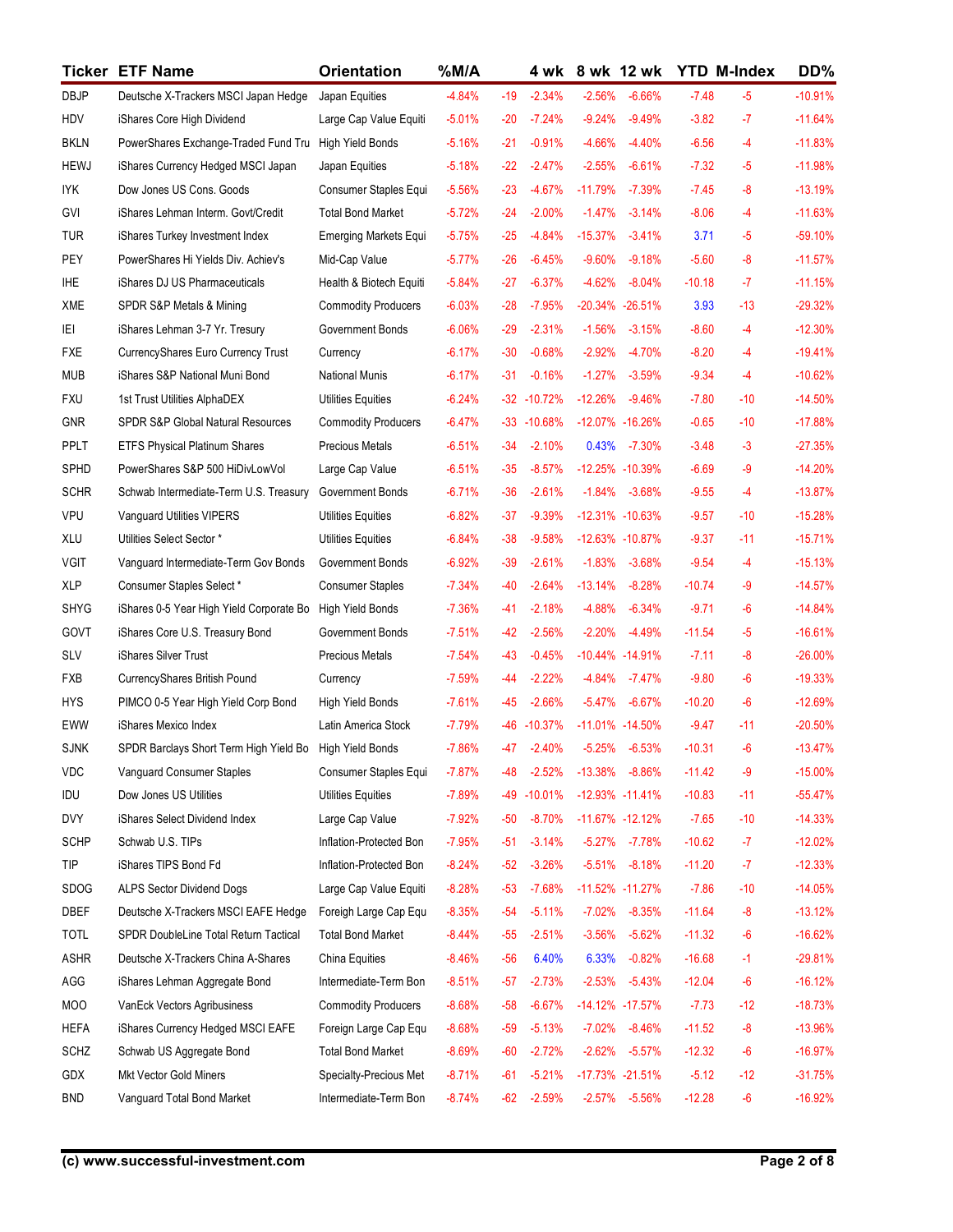| Ticker | ETF Name | Orientation | %M/A | | 4 wk | 8 wk | 12 wk | YTD | M-Index | DD% |
|---|---|---|---|---|---|---|---|---|---|---|
| DBJP | Deutsche X-Trackers MSCI Japan Hedge | Japan Equities | -4.84% | -19 | -2.34% | -2.56% | -6.66% | -7.48 | -5 | -10.91% |
| HDV | iShares Core High Dividend | Large Cap Value Equiti | -5.01% | -20 | -7.24% | -9.24% | -9.49% | -3.82 | -7 | -11.64% |
| BKLN | PowerShares Exchange-Traded Fund Tru | High Yield Bonds | -5.16% | -21 | -0.91% | -4.66% | -4.40% | -6.56 | -4 | -11.83% |
| HEWJ | iShares Currency Hedged MSCI Japan | Japan Equities | -5.18% | -22 | -2.47% | -2.55% | -6.61% | -7.32 | -5 | -11.98% |
| IYK | Dow Jones US Cons. Goods | Consumer Staples Equi | -5.56% | -23 | -4.67% | -11.79% | -7.39% | -7.45 | -8 | -13.19% |
| GVI | iShares Lehman Interm. Govt/Credit | Total Bond Market | -5.72% | -24 | -2.00% | -1.47% | -3.14% | -8.06 | -4 | -11.63% |
| TUR | iShares Turkey Investment Index | Emerging Markets Equi | -5.75% | -25 | -4.84% | -15.37% | -3.41% | 3.71 | -5 | -59.10% |
| PEY | PowerShares Hi Yields Div. Achiev's | Mid-Cap Value | -5.77% | -26 | -6.45% | -9.60% | -9.18% | -5.60 | -8 | -11.57% |
| IHE | iShares DJ US Pharmaceuticals | Health & Biotech Equiti | -5.84% | -27 | -6.37% | -4.62% | -8.04% | -10.18 | -7 | -11.15% |
| XME | SPDR S&P Metals & Mining | Commodity Producers | -6.03% | -28 | -7.95% | -20.34% | -26.51% | 3.93 | -13 | -29.32% |
| IEI | iShares Lehman 3-7 Yr. Tresury | Government Bonds | -6.06% | -29 | -2.31% | -1.56% | -3.15% | -8.60 | -4 | -12.30% |
| FXE | CurrencyShares Euro Currency Trust | Currency | -6.17% | -30 | -0.68% | -2.92% | -4.70% | -8.20 | -4 | -19.41% |
| MUB | iShares S&P National Muni Bond | National Munis | -6.17% | -31 | -0.16% | -1.27% | -3.59% | -9.34 | -4 | -10.62% |
| FXU | 1st Trust Utilities AlphaDEX | Utilities Equities | -6.24% | -32 | -10.72% | -12.26% | -9.46% | -7.80 | -10 | -14.50% |
| GNR | SPDR S&P Global Natural Resources | Commodity Producers | -6.47% | -33 | -10.68% | -12.07% | -16.26% | -0.65 | -10 | -17.88% |
| PPLT | ETFS Physical Platinum Shares | Precious Metals | -6.51% | -34 | -2.10% | 0.43% | -7.30% | -3.48 | -3 | -27.35% |
| SPHD | PowerShares S&P 500 HiDivLowVol | Large Cap Value | -6.51% | -35 | -8.57% | -12.25% | -10.39% | -6.69 | -9 | -14.20% |
| SCHR | Schwab Intermediate-Term U.S. Treasury | Government Bonds | -6.71% | -36 | -2.61% | -1.84% | -3.68% | -9.55 | -4 | -13.87% |
| VPU | Vanguard Utilities VIPERS | Utilities Equities | -6.82% | -37 | -9.39% | -12.31% | -10.63% | -9.57 | -10 | -15.28% |
| XLU | Utilities Select Sector * | Utilities Equities | -6.84% | -38 | -9.58% | -12.63% | -10.87% | -9.37 | -11 | -15.71% |
| VGIT | Vanguard Intermediate-Term Gov Bonds | Government Bonds | -6.92% | -39 | -2.61% | -1.83% | -3.68% | -9.54 | -4 | -15.13% |
| XLP | Consumer Staples Select * | Consumer Staples | -7.34% | -40 | -2.64% | -13.14% | -8.28% | -10.74 | -9 | -14.57% |
| SHYG | iShares 0-5 Year High Yield Corporate Bo | High Yield Bonds | -7.36% | -41 | -2.18% | -4.88% | -6.34% | -9.71 | -6 | -14.84% |
| GOVT | iShares Core U.S. Treasury Bond | Government Bonds | -7.51% | -42 | -2.56% | -2.20% | -4.49% | -11.54 | -5 | -16.61% |
| SLV | iShares Silver Trust | Precious Metals | -7.54% | -43 | -0.45% | -10.44% | -14.91% | -7.11 | -8 | -26.00% |
| FXB | CurrencyShares British Pound | Currency | -7.59% | -44 | -2.22% | -4.84% | -7.47% | -9.80 | -6 | -19.33% |
| HYS | PIMCO 0-5 Year High Yield Corp Bond | High Yield Bonds | -7.61% | -45 | -2.66% | -5.47% | -6.67% | -10.20 | -6 | -12.69% |
| EWW | iShares Mexico Index | Latin America Stock | -7.79% | -46 | -10.37% | -11.01% | -14.50% | -9.47 | -11 | -20.50% |
| SJNK | SPDR Barclays Short Term High Yield Bo | High Yield Bonds | -7.86% | -47 | -2.40% | -5.25% | -6.53% | -10.31 | -6 | -13.47% |
| VDC | Vanguard Consumer Staples | Consumer Staples Equi | -7.87% | -48 | -2.52% | -13.38% | -8.86% | -11.42 | -9 | -15.00% |
| IDU | Dow Jones US Utilities | Utilities Equities | -7.89% | -49 | -10.01% | -12.93% | -11.41% | -10.83 | -11 | -55.47% |
| DVY | iShares Select Dividend Index | Large Cap Value | -7.92% | -50 | -8.70% | -11.67% | -12.12% | -7.65 | -10 | -14.33% |
| SCHP | Schwab U.S. TIPs | Inflation-Protected Bon | -7.95% | -51 | -3.14% | -5.27% | -7.78% | -10.62 | -7 | -12.02% |
| TIP | iShares TIPS Bond Fd | Inflation-Protected Bon | -8.24% | -52 | -3.26% | -5.51% | -8.18% | -11.20 | -7 | -12.33% |
| SDOG | ALPS Sector Dividend Dogs | Large Cap Value Equiti | -8.28% | -53 | -7.68% | -11.52% | -11.27% | -7.86 | -10 | -14.05% |
| DBEF | Deutsche X-Trackers MSCI EAFE Hedge | Foreign Large Cap Equ | -8.35% | -54 | -5.11% | -7.02% | -8.35% | -11.64 | -8 | -13.12% |
| TOTL | SPDR DoubleLine Total Return Tactical | Total Bond Market | -8.44% | -55 | -2.51% | -3.56% | -5.62% | -11.32 | -6 | -16.62% |
| ASHR | Deutsche X-Trackers China A-Shares | China Equities | -8.46% | -56 | 6.40% | 6.33% | -0.82% | -16.68 | -1 | -29.81% |
| AGG | iShares Lehman Aggregate Bond | Intermediate-Term Bon | -8.51% | -57 | -2.73% | -2.53% | -5.43% | -12.04 | -6 | -16.12% |
| MOO | VanEck Vectors Agribusiness | Commodity Producers | -8.68% | -58 | -6.67% | -14.12% | -17.57% | -7.73 | -12 | -18.73% |
| HEFA | iShares Currency Hedged MSCI EAFE | Foreign Large Cap Equ | -8.68% | -59 | -5.13% | -7.02% | -8.46% | -11.52 | -8 | -13.96% |
| SCHZ | Schwab US Aggregate Bond | Total Bond Market | -8.69% | -60 | -2.72% | -2.62% | -5.57% | -12.32 | -6 | -16.97% |
| GDX | Mkt Vector Gold Miners | Specialty-Precious Met | -8.71% | -61 | -5.21% | -17.73% | -21.51% | -5.12 | -12 | -31.75% |
| BND | Vanguard Total Bond Market | Intermediate-Term Bon | -8.74% | -62 | -2.59% | -2.57% | -5.56% | -12.28 | -6 | -16.92% |

(c) www.successful-investment.com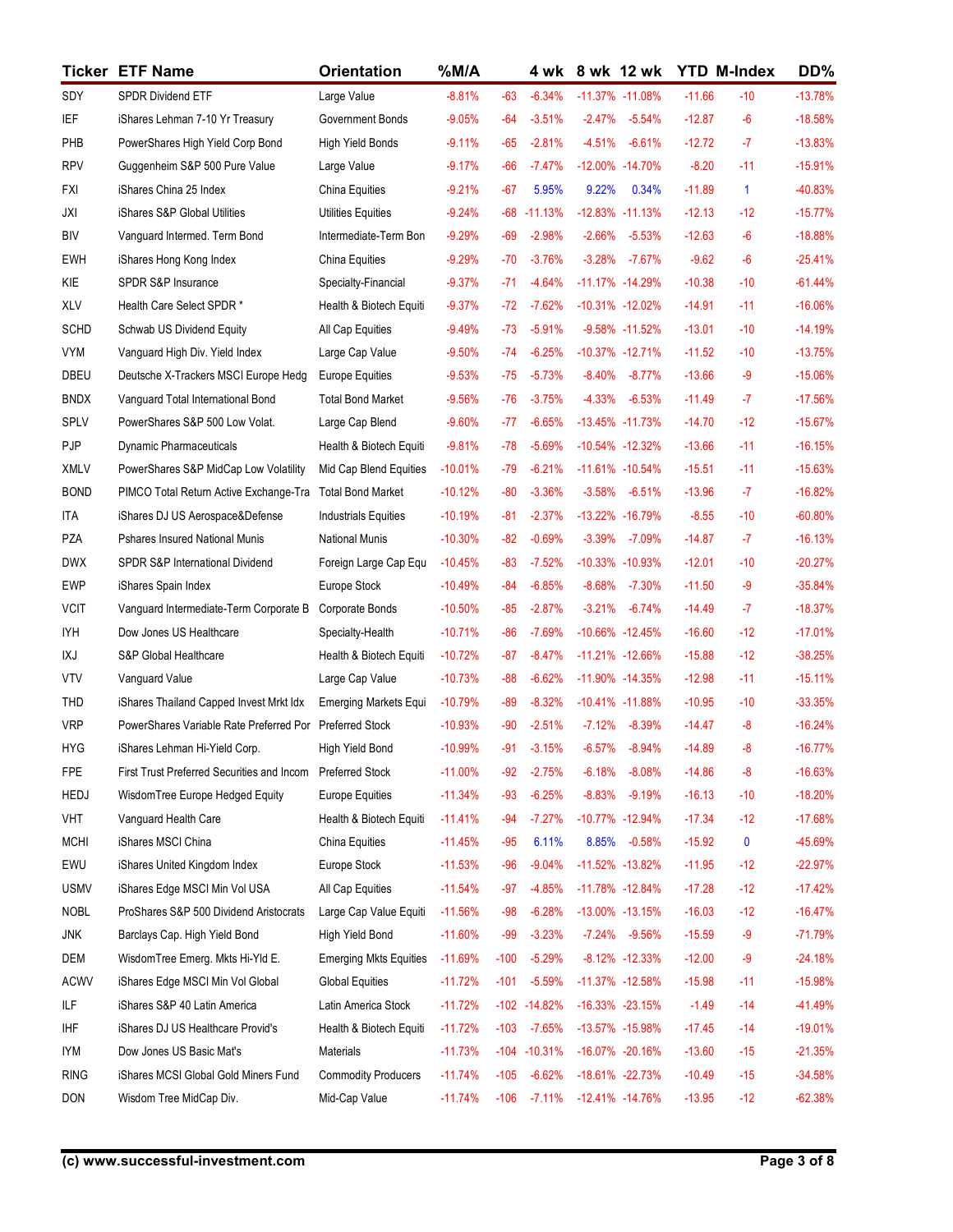| Ticker | ETF Name | Orientation | %M/A | | 4 wk | 8 wk | 12 wk | YTD | M-Index | DD% |
|---|---|---|---|---|---|---|---|---|---|---|
| SDY | SPDR Dividend ETF | Large Value | -8.81% | -63 | -6.34% | -11.37% | -11.08% | -11.66 | -10 | -13.78% |
| IEF | iShares Lehman 7-10 Yr Treasury | Government Bonds | -9.05% | -64 | -3.51% | -2.47% | -5.54% | -12.87 | -6 | -18.58% |
| PHB | PowerShares High Yield Corp Bond | High Yield Bonds | -9.11% | -65 | -2.81% | -4.51% | -6.61% | -12.72 | -7 | -13.83% |
| RPV | Guggenheim S&P 500 Pure Value | Large Value | -9.17% | -66 | -7.47% | -12.00% | -14.70% | -8.20 | -11 | -15.91% |
| FXI | iShares China 25 Index | China Equities | -9.21% | -67 | 5.95% | 9.22% | 0.34% | -11.89 | 1 | -40.83% |
| JXI | iShares S&P Global Utilities | Utilities Equities | -9.24% | -68 | -11.13% | -12.83% | -11.13% | -12.13 | -12 | -15.77% |
| BIV | Vanguard Intermed. Term Bond | Intermediate-Term Bon | -9.29% | -69 | -2.98% | -2.66% | -5.53% | -12.63 | -6 | -18.88% |
| EWH | iShares Hong Kong Index | China Equities | -9.29% | -70 | -3.76% | -3.28% | -7.67% | -9.62 | -6 | -25.41% |
| KIE | SPDR S&P Insurance | Specialty-Financial | -9.37% | -71 | -4.64% | -11.17% | -14.29% | -10.38 | -10 | -61.44% |
| XLV | Health Care Select SPDR * | Health & Biotech Equiti | -9.37% | -72 | -7.62% | -10.31% | -12.02% | -14.91 | -11 | -16.06% |
| SCHD | Schwab US Dividend Equity | All Cap Equities | -9.49% | -73 | -5.91% | -9.58% | -11.52% | -13.01 | -10 | -14.19% |
| VYM | Vanguard High Div. Yield Index | Large Cap Value | -9.50% | -74 | -6.25% | -10.37% | -12.71% | -11.52 | -10 | -13.75% |
| DBEU | Deutsche X-Trackers MSCI Europe Hedg | Europe Equities | -9.53% | -75 | -5.73% | -8.40% | -8.77% | -13.66 | -9 | -15.06% |
| BNDX | Vanguard Total International Bond | Total Bond Market | -9.56% | -76 | -3.75% | -4.33% | -6.53% | -11.49 | -7 | -17.56% |
| SPLV | PowerShares S&P 500 Low Volat. | Large Cap Blend | -9.60% | -77 | -6.65% | -13.45% | -11.73% | -14.70 | -12 | -15.67% |
| PJP | Dynamic Pharmaceuticals | Health & Biotech Equiti | -9.81% | -78 | -5.69% | -10.54% | -12.32% | -13.66 | -11 | -16.15% |
| XMLV | PowerShares S&P MidCap Low Volatility | Mid Cap Blend Equities | -10.01% | -79 | -6.21% | -11.61% | -10.54% | -15.51 | -11 | -15.63% |
| BOND | PIMCO Total Return Active Exchange-Tra | Total Bond Market | -10.12% | -80 | -3.36% | -3.58% | -6.51% | -13.96 | -7 | -16.82% |
| ITA | iShares DJ US Aerospace&Defense | Industrials Equities | -10.19% | -81 | -2.37% | -13.22% | -16.79% | -8.55 | -10 | -60.80% |
| PZA | Pshares Insured National Munis | National Munis | -10.30% | -82 | -0.69% | -3.39% | -7.09% | -14.87 | -7 | -16.13% |
| DWX | SPDR S&P International Dividend | Foreign Large Cap Equ | -10.45% | -83 | -7.52% | -10.33% | -10.93% | -12.01 | -10 | -20.27% |
| EWP | iShares Spain Index | Europe Stock | -10.49% | -84 | -6.85% | -8.68% | -7.30% | -11.50 | -9 | -35.84% |
| VCIT | Vanguard Intermediate-Term Corporate B | Corporate Bonds | -10.50% | -85 | -2.87% | -3.21% | -6.74% | -14.49 | -7 | -18.37% |
| IYH | Dow Jones US Healthcare | Specialty-Health | -10.71% | -86 | -7.69% | -10.66% | -12.45% | -16.60 | -12 | -17.01% |
| IXJ | S&P Global Healthcare | Health & Biotech Equiti | -10.72% | -87 | -8.47% | -11.21% | -12.66% | -15.88 | -12 | -38.25% |
| VTV | Vanguard Value | Large Cap Value | -10.73% | -88 | -6.62% | -11.90% | -14.35% | -12.98 | -11 | -15.11% |
| THD | iShares Thailand Capped Invest Mrkt Idx | Emerging Markets Equi | -10.79% | -89 | -8.32% | -10.41% | -11.88% | -10.95 | -10 | -33.35% |
| VRP | PowerShares Variable Rate Preferred Por | Preferred Stock | -10.93% | -90 | -2.51% | -7.12% | -8.39% | -14.47 | -8 | -16.24% |
| HYG | iShares Lehman Hi-Yield Corp. | High Yield Bond | -10.99% | -91 | -3.15% | -6.57% | -8.94% | -14.89 | -8 | -16.77% |
| FPE | First Trust Preferred Securities and Incom | Preferred Stock | -11.00% | -92 | -2.75% | -6.18% | -8.08% | -14.86 | -8 | -16.63% |
| HEDJ | WisdomTree Europe Hedged Equity | Europe Equities | -11.34% | -93 | -6.25% | -8.83% | -9.19% | -16.13 | -10 | -18.20% |
| VHT | Vanguard Health Care | Health & Biotech Equiti | -11.41% | -94 | -7.27% | -10.77% | -12.94% | -17.34 | -12 | -17.68% |
| MCHI | iShares MSCI China | China Equities | -11.45% | -95 | 6.11% | 8.85% | -0.58% | -15.92 | 0 | -45.69% |
| EWU | iShares United Kingdom Index | Europe Stock | -11.53% | -96 | -9.04% | -11.52% | -13.82% | -11.95 | -12 | -22.97% |
| USMV | iShares Edge MSCI Min Vol USA | All Cap Equities | -11.54% | -97 | -4.85% | -11.78% | -12.84% | -17.28 | -12 | -17.42% |
| NOBL | ProShares S&P 500 Dividend Aristocrats | Large Cap Value Equiti | -11.56% | -98 | -6.28% | -13.00% | -13.15% | -16.03 | -12 | -16.47% |
| JNK | Barclays Cap. High Yield Bond | High Yield Bond | -11.60% | -99 | -3.23% | -7.24% | -9.56% | -15.59 | -9 | -71.79% |
| DEM | WisdomTree Emerg. Mkts Hi-Yld E. | Emerging Mkts Equities | -11.69% | -100 | -5.29% | -8.12% | -12.33% | -12.00 | -9 | -24.18% |
| ACWV | iShares Edge MSCI Min Vol Global | Global Equities | -11.72% | -101 | -5.59% | -11.37% | -12.58% | -15.98 | -11 | -15.98% |
| ILF | iShares S&P 40 Latin America | Latin America Stock | -11.72% | -102 | -14.82% | -16.33% | -23.15% | -1.49 | -14 | -41.49% |
| IHF | iShares DJ US Healthcare Provid's | Health & Biotech Equiti | -11.72% | -103 | -7.65% | -13.57% | -15.98% | -17.45 | -14 | -19.01% |
| IYM | Dow Jones US Basic Mat's | Materials | -11.73% | -104 | -10.31% | -16.07% | -20.16% | -13.60 | -15 | -21.35% |
| RING | iShares MCSI Global Gold Miners Fund | Commodity Producers | -11.74% | -105 | -6.62% | -18.61% | -22.73% | -10.49 | -15 | -34.58% |
| DON | Wisdom Tree MidCap Div. | Mid-Cap Value | -11.74% | -106 | -7.11% | -12.41% | -14.76% | -13.95 | -12 | -62.38% |

**(c) www.successful-investment.com**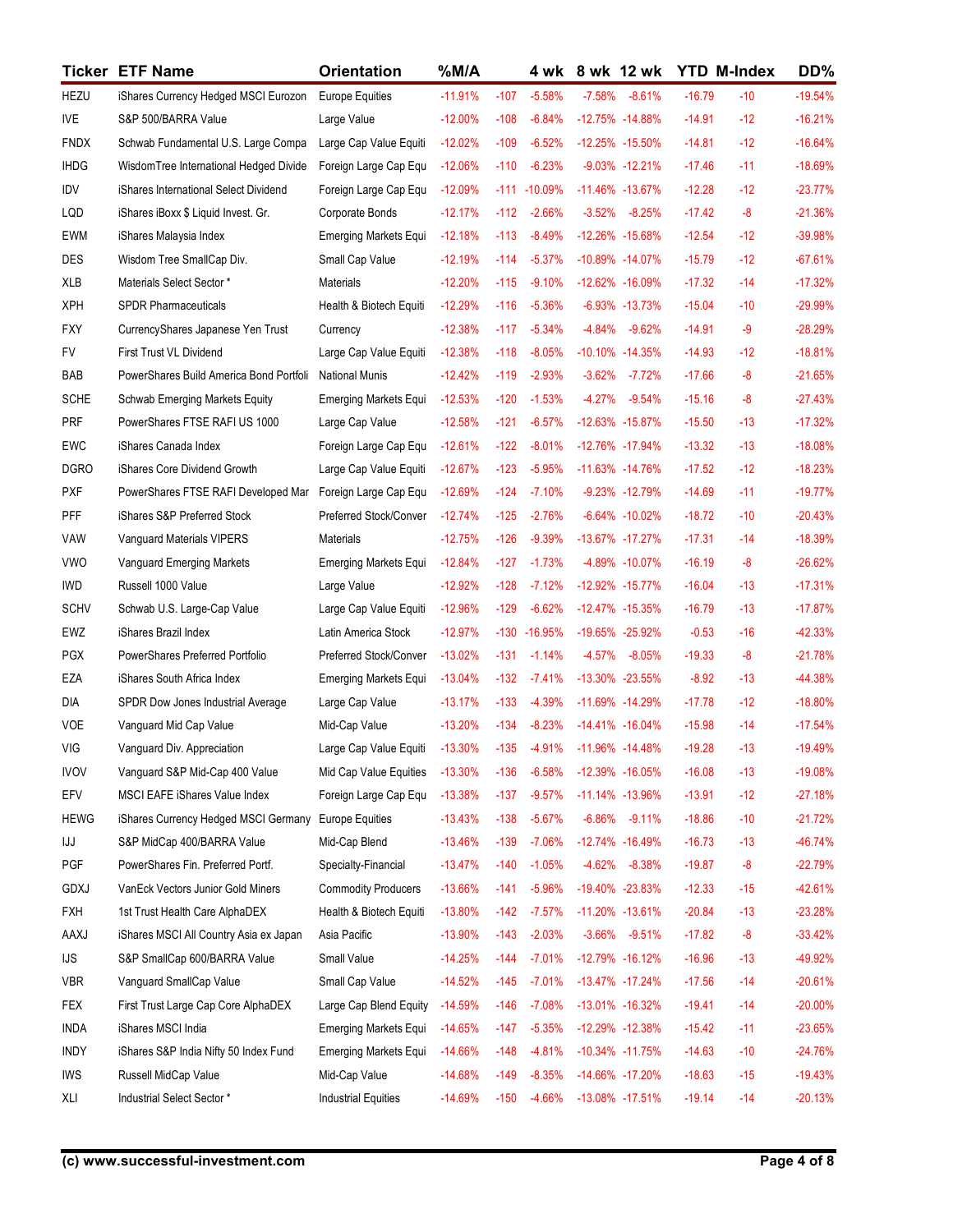| Ticker | ETF Name | Orientation | %M/A | | 4 wk | 8 wk | 12 wk | YTD | M-Index | DD% |
|---|---|---|---|---|---|---|---|---|---|---|
| HEZU | iShares Currency Hedged MSCI Eurozon | Europe Equities | -11.91% | -107 | -5.58% | -7.58% | -8.61% | -16.79 | -10 | -19.54% |
| IVE | S&P 500/BARRA Value | Large Value | -12.00% | -108 | -6.84% | -12.75% | -14.88% | -14.91 | -12 | -16.21% |
| FNDX | Schwab Fundamental U.S. Large Compa | Large Cap Value Equiti | -12.02% | -109 | -6.52% | -12.25% | -15.50% | -14.81 | -12 | -16.64% |
| IHDG | WisdomTree International Hedged Divide | Foreign Large Cap Equ | -12.06% | -110 | -6.23% | -9.03% | -12.21% | -17.46 | -11 | -18.69% |
| IDV | iShares International Select Dividend | Foreign Large Cap Equ | -12.09% | -111 | -10.09% | -11.46% | -13.67% | -12.28 | -12 | -23.77% |
| LQD | iShares iBoxx $ Liquid Invest. Gr. | Corporate Bonds | -12.17% | -112 | -2.66% | -3.52% | -8.25% | -17.42 | -8 | -21.36% |
| EWM | iShares Malaysia Index | Emerging Markets Equi | -12.18% | -113 | -8.49% | -12.26% | -15.68% | -12.54 | -12 | -39.98% |
| DES | Wisdom Tree SmallCap Div. | Small Cap Value | -12.19% | -114 | -5.37% | -10.89% | -14.07% | -15.79 | -12 | -67.61% |
| XLB | Materials Select Sector * | Materials | -12.20% | -115 | -9.10% | -12.62% | -16.09% | -17.32 | -14 | -17.32% |
| XPH | SPDR Pharmaceuticals | Health & Biotech Equiti | -12.29% | -116 | -5.36% | -6.93% | -13.73% | -15.04 | -10 | -29.99% |
| FXY | CurrencyShares Japanese Yen Trust | Currency | -12.38% | -117 | -5.34% | -4.84% | -9.62% | -14.91 | -9 | -28.29% |
| FV | First Trust VL Dividend | Large Cap Value Equiti | -12.38% | -118 | -8.05% | -10.10% | -14.35% | -14.93 | -12 | -18.81% |
| BAB | PowerShares Build America Bond Portfoli | National Munis | -12.42% | -119 | -2.93% | -3.62% | -7.72% | -17.66 | -8 | -21.65% |
| SCHE | Schwab Emerging Markets Equity | Emerging Markets Equi | -12.53% | -120 | -1.53% | -4.27% | -9.54% | -15.16 | -8 | -27.43% |
| PRF | PowerShares FTSE RAFI US 1000 | Large Cap Value | -12.58% | -121 | -6.57% | -12.63% | -15.87% | -15.50 | -13 | -17.32% |
| EWC | iShares Canada Index | Foreign Large Cap Equ | -12.61% | -122 | -8.01% | -12.76% | -17.94% | -13.32 | -13 | -18.08% |
| DGRO | iShares Core Dividend Growth | Large Cap Value Equiti | -12.67% | -123 | -5.95% | -11.63% | -14.76% | -17.52 | -12 | -18.23% |
| PXF | PowerShares FTSE RAFI Developed Mar | Foreign Large Cap Equ | -12.69% | -124 | -7.10% | -9.23% | -12.79% | -14.69 | -11 | -19.77% |
| PFF | iShares S&P Preferred Stock | Preferred Stock/Conver | -12.74% | -125 | -2.76% | -6.64% | -10.02% | -18.72 | -10 | -20.43% |
| VAW | Vanguard Materials VIPERS | Materials | -12.75% | -126 | -9.39% | -13.67% | -17.27% | -17.31 | -14 | -18.39% |
| VWO | Vanguard Emerging Markets | Emerging Markets Equi | -12.84% | -127 | -1.73% | -4.89% | -10.07% | -16.19 | -8 | -26.62% |
| IWD | Russell 1000 Value | Large Value | -12.92% | -128 | -7.12% | -12.92% | -15.77% | -16.04 | -13 | -17.31% |
| SCHV | Schwab U.S. Large-Cap Value | Large Cap Value Equiti | -12.96% | -129 | -6.62% | -12.47% | -15.35% | -16.79 | -13 | -17.87% |
| EWZ | iShares Brazil Index | Latin America Stock | -12.97% | -130 | -16.95% | -19.65% | -25.92% | -0.53 | -16 | -42.33% |
| PGX | PowerShares Preferred Portfolio | Preferred Stock/Conver | -13.02% | -131 | -1.14% | -4.57% | -8.05% | -19.33 | -8 | -21.78% |
| EZA | iShares South Africa Index | Emerging Markets Equi | -13.04% | -132 | -7.41% | -13.30% | -23.55% | -8.92 | -13 | -44.38% |
| DIA | SPDR Dow Jones Industrial Average | Large Cap Value | -13.17% | -133 | -4.39% | -11.69% | -14.29% | -17.78 | -12 | -18.80% |
| VOE | Vanguard Mid Cap Value | Mid-Cap Value | -13.20% | -134 | -8.23% | -14.41% | -16.04% | -15.98 | -14 | -17.54% |
| VIG | Vanguard Div. Appreciation | Large Cap Value Equiti | -13.30% | -135 | -4.91% | -11.96% | -14.48% | -19.28 | -13 | -19.49% |
| IVOV | Vanguard S&P Mid-Cap 400 Value | Mid Cap Value Equities | -13.30% | -136 | -6.58% | -12.39% | -16.05% | -16.08 | -13 | -19.08% |
| EFV | MSCI EAFE iShares Value Index | Foreign Large Cap Equ | -13.38% | -137 | -9.57% | -11.14% | -13.96% | -13.91 | -12 | -27.18% |
| HEWG | iShares Currency Hedged MSCI Germany | Europe Equities | -13.43% | -138 | -5.67% | -6.86% | -9.11% | -18.86 | -10 | -21.72% |
| IJJ | S&P MidCap 400/BARRA Value | Mid-Cap Blend | -13.46% | -139 | -7.06% | -12.74% | -16.49% | -16.73 | -13 | -46.74% |
| PGF | PowerShares Fin. Preferred Portf. | Specialty-Financial | -13.47% | -140 | -1.05% | -4.62% | -8.38% | -19.87 | -8 | -22.79% |
| GDXJ | VanEck Vectors Junior Gold Miners | Commodity Producers | -13.66% | -141 | -5.96% | -19.40% | -23.83% | -12.33 | -15 | -42.61% |
| FXH | 1st Trust Health Care AlphaDEX | Health & Biotech Equiti | -13.80% | -142 | -7.57% | -11.20% | -13.61% | -20.84 | -13 | -23.28% |
| AAXJ | iShares MSCI All Country Asia ex Japan | Asia Pacific | -13.90% | -143 | -2.03% | -3.66% | -9.51% | -17.82 | -8 | -33.42% |
| IJS | S&P SmallCap 600/BARRA Value | Small Value | -14.25% | -144 | -7.01% | -12.79% | -16.12% | -16.96 | -13 | -49.92% |
| VBR | Vanguard SmallCap Value | Small Cap Value | -14.52% | -145 | -7.01% | -13.47% | -17.24% | -17.56 | -14 | -20.61% |
| FEX | First Trust Large Cap Core AlphaDEX | Large Cap Blend Equity | -14.59% | -146 | -7.08% | -13.01% | -16.32% | -19.41 | -14 | -20.00% |
| INDA | iShares MSCI India | Emerging Markets Equi | -14.65% | -147 | -5.35% | -12.29% | -12.38% | -15.42 | -11 | -23.65% |
| INDY | iShares S&P India Nifty 50 Index Fund | Emerging Markets Equi | -14.66% | -148 | -4.81% | -10.34% | -11.75% | -14.63 | -10 | -24.76% |
| IWS | Russell MidCap Value | Mid-Cap Value | -14.68% | -149 | -8.35% | -14.66% | -17.20% | -18.63 | -15 | -19.43% |
| XLI | Industrial Select Sector * | Industrial Equities | -14.69% | -150 | -4.66% | -13.08% | -17.51% | -19.14 | -14 | -20.13% |

**(c) www.successful-investment.com**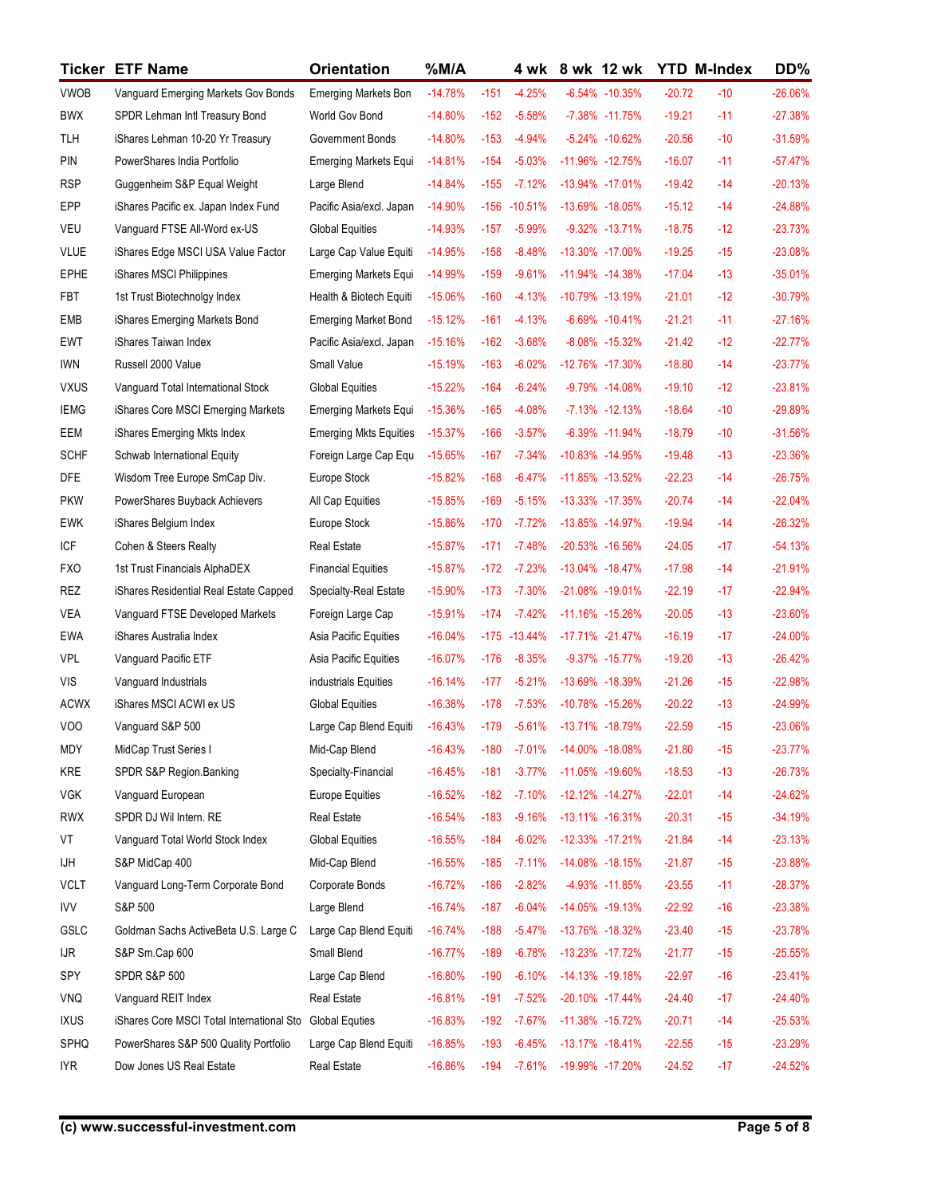| Ticker | ETF Name | Orientation | %M/A | | 4 wk | 8 wk | 12 wk | YTD | M-Index | DD% |
|---|---|---|---|---|---|---|---|---|---|---|
| VWOB | Vanguard Emerging Markets Gov Bonds | Emerging Markets Bon | -14.78% | -151 | -4.25% | -6.54% | -10.35% | -20.72 | -10 | -26.06% |
| BWX | SPDR Lehman Intl Treasury Bond | World Gov Bond | -14.80% | -152 | -5.58% | -7.38% | -11.75% | -19.21 | -11 | -27.38% |
| TLH | iShares Lehman 10-20 Yr Treasury | Government Bonds | -14.80% | -153 | -4.94% | -5.24% | -10.62% | -20.56 | -10 | -31.59% |
| PIN | PowerShares India Portfolio | Emerging Markets Equi | -14.81% | -154 | -5.03% | -11.96% | -12.75% | -16.07 | -11 | -57.47% |
| RSP | Guggenheim S&P Equal Weight | Large Blend | -14.84% | -155 | -7.12% | -13.94% | -17.01% | -19.42 | -14 | -20.13% |
| EPP | iShares Pacific ex. Japan Index Fund | Pacific Asia/excl. Japan | -14.90% | -156 | -10.51% | -13.69% | -18.05% | -15.12 | -14 | -24.88% |
| VEU | Vanguard FTSE All-Word ex-US | Global Equities | -14.93% | -157 | -5.99% | -9.32% | -13.71% | -18.75 | -12 | -23.73% |
| VLUE | iShares Edge MSCI USA Value Factor | Large Cap Value Equiti | -14.95% | -158 | -8.48% | -13.30% | -17.00% | -19.25 | -15 | -23.08% |
| EPHE | iShares MSCI Philippines | Emerging Markets Equi | -14.99% | -159 | -9.61% | -11.94% | -14.38% | -17.04 | -13 | -35.01% |
| FBT | 1st Trust Biotechnolgy Index | Health & Biotech Equiti | -15.06% | -160 | -4.13% | -10.79% | -13.19% | -21.01 | -12 | -30.79% |
| EMB | iShares Emerging Markets Bond | Emerging Market Bond | -15.12% | -161 | -4.13% | -6.69% | -10.41% | -21.21 | -11 | -27.16% |
| EWT | iShares Taiwan Index | Pacific Asia/excl. Japan | -15.16% | -162 | -3.68% | -8.08% | -15.32% | -21.42 | -12 | -22.77% |
| IWN | Russell 2000 Value | Small Value | -15.19% | -163 | -6.02% | -12.76% | -17.30% | -18.80 | -14 | -23.77% |
| VXUS | Vanguard Total International Stock | Global Equities | -15.22% | -164 | -6.24% | -9.79% | -14.08% | -19.10 | -12 | -23.81% |
| IEMG | iShares Core MSCI Emerging Markets | Emerging Markets Equi | -15.36% | -165 | -4.08% | -7.13% | -12.13% | -18.64 | -10 | -29.89% |
| EEM | iShares Emerging Mkts Index | Emerging Mkts Equities | -15.37% | -166 | -3.57% | -6.39% | -11.94% | -18.79 | -10 | -31.56% |
| SCHF | Schwab International Equity | Foreign Large Cap Equ | -15.65% | -167 | -7.34% | -10.83% | -14.95% | -19.48 | -13 | -23.36% |
| DFE | Wisdom Tree Europe SmCap Div. | Europe Stock | -15.82% | -168 | -6.47% | -11.85% | -13.52% | -22.23 | -14 | -26.75% |
| PKW | PowerShares Buyback Achievers | All Cap Equities | -15.85% | -169 | -5.15% | -13.33% | -17.35% | -20.74 | -14 | -22.04% |
| EWK | iShares Belgium Index | Europe Stock | -15.86% | -170 | -7.72% | -13.85% | -14.97% | -19.94 | -14 | -26.32% |
| ICF | Cohen & Steers Realty | Real Estate | -15.87% | -171 | -7.48% | -20.53% | -16.56% | -24.05 | -17 | -54.13% |
| FXO | 1st Trust Financials AlphaDEX | Financial Equities | -15.87% | -172 | -7.23% | -13.04% | -18.47% | -17.98 | -14 | -21.91% |
| REZ | iShares Residential Real Estate Capped | Specialty-Real Estate | -15.90% | -173 | -7.30% | -21.08% | -19.01% | -22.19 | -17 | -22.94% |
| VEA | Vanguard FTSE Developed Markets | Foreign Large Cap | -15.91% | -174 | -7.42% | -11.16% | -15.26% | -20.05 | -13 | -23.60% |
| EWA | iShares Australia Index | Asia Pacific Equities | -16.04% | -175 | -13.44% | -17.71% | -21.47% | -16.19 | -17 | -24.00% |
| VPL | Vanguard Pacific ETF | Asia Pacific Equities | -16.07% | -176 | -8.35% | -9.37% | -15.77% | -19.20 | -13 | -26.42% |
| VIS | Vanguard Industrials | industrials Equities | -16.14% | -177 | -5.21% | -13.69% | -18.39% | -21.26 | -15 | -22.98% |
| ACWX | iShares MSCI ACWI ex US | Global Equities | -16.38% | -178 | -7.53% | -10.78% | -15.26% | -20.22 | -13 | -24.99% |
| VOO | Vanguard S&P 500 | Large Cap Blend Equiti | -16.43% | -179 | -5.61% | -13.71% | -18.79% | -22.59 | -15 | -23.06% |
| MDY | MidCap Trust Series I | Mid-Cap Blend | -16.43% | -180 | -7.01% | -14.00% | -18.08% | -21.80 | -15 | -23.77% |
| KRE | SPDR S&P Region.Banking | Specialty-Financial | -16.45% | -181 | -3.77% | -11.05% | -19.60% | -18.53 | -13 | -26.73% |
| VGK | Vanguard European | Europe Equities | -16.52% | -182 | -7.10% | -12.12% | -14.27% | -22.01 | -14 | -24.62% |
| RWX | SPDR DJ Wil Intern. RE | Real Estate | -16.54% | -183 | -9.16% | -13.11% | -16.31% | -20.31 | -15 | -34.19% |
| VT | Vanguard Total World Stock Index | Global Equities | -16.55% | -184 | -6.02% | -12.33% | -17.21% | -21.84 | -14 | -23.13% |
| IJH | S&P MidCap 400 | Mid-Cap Blend | -16.55% | -185 | -7.11% | -14.08% | -18.15% | -21.87 | -15 | -23.88% |
| VCLT | Vanguard Long-Term Corporate Bond | Corporate Bonds | -16.72% | -186 | -2.82% | -4.93% | -11.85% | -23.55 | -11 | -28.37% |
| IVV | S&P 500 | Large Blend | -16.74% | -187 | -6.04% | -14.05% | -19.13% | -22.92 | -16 | -23.38% |
| GSLC | Goldman Sachs ActiveBeta U.S. Large C | Large Cap Blend Equiti | -16.74% | -188 | -5.47% | -13.76% | -18.32% | -23.40 | -15 | -23.78% |
| IJR | S&P Sm.Cap 600 | Small Blend | -16.77% | -189 | -6.78% | -13.23% | -17.72% | -21.77 | -15 | -25.55% |
| SPY | SPDR S&P 500 | Large Cap Blend | -16.80% | -190 | -6.10% | -14.13% | -19.18% | -22.97 | -16 | -23.41% |
| VNQ | Vanguard REIT Index | Real Estate | -16.81% | -191 | -7.52% | -20.10% | -17.44% | -24.40 | -17 | -24.40% |
| IXUS | iShares Core MSCI Total International Sto | Global Equties | -16.83% | -192 | -7.67% | -11.38% | -15.72% | -20.71 | -14 | -25.53% |
| SPHQ | PowerShares S&P 500 Quality Portfolio | Large Cap Blend Equiti | -16.85% | -193 | -6.45% | -13.17% | -18.41% | -22.55 | -15 | -23.29% |
| IYR | Dow Jones US Real Estate | Real Estate | -16.86% | -194 | -7.61% | -19.99% | -17.20% | -24.52 | -17 | -24.52% |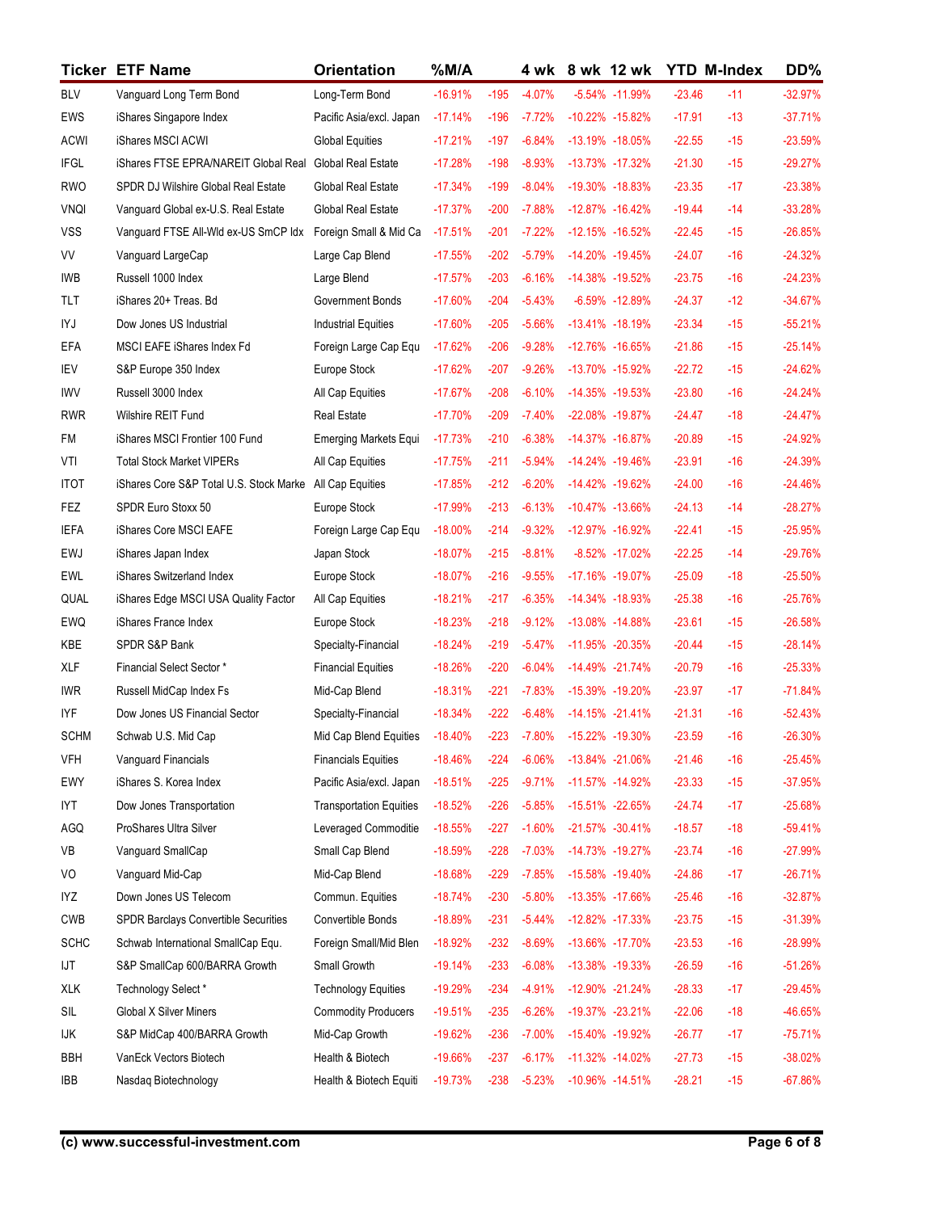| Ticker | ETF Name | Orientation | %M/A | | 4 wk | 8 wk | 12 wk | YTD | M-Index | DD% |
|---|---|---|---|---|---|---|---|---|---|---|
| BLV | Vanguard Long Term Bond | Long-Term Bond | -16.91% | -195 | -4.07% | -5.54% | -11.99% | -23.46 | -11 | -32.97% |
| EWS | iShares Singapore Index | Pacific Asia/excl. Japan | -17.14% | -196 | -7.72% | -10.22% | -15.82% | -17.91 | -13 | -37.71% |
| ACWI | iShares MSCI ACWI | Global Equities | -17.21% | -197 | -6.84% | -13.19% | -18.05% | -22.55 | -15 | -23.59% |
| IFGL | iShares FTSE EPRA/NAREIT Global Real | Global Real Estate | -17.28% | -198 | -8.93% | -13.73% | -17.32% | -21.30 | -15 | -29.27% |
| RWO | SPDR DJ Wilshire Global Real Estate | Global Real Estate | -17.34% | -199 | -8.04% | -19.30% | -18.83% | -23.35 | -17 | -23.38% |
| VNQI | Vanguard Global ex-U.S. Real Estate | Global Real Estate | -17.37% | -200 | -7.88% | -12.87% | -16.42% | -19.44 | -14 | -33.28% |
| VSS | Vanguard FTSE All-Wld ex-US SmCP Idx | Foreign Small & Mid Ca | -17.51% | -201 | -7.22% | -12.15% | -16.52% | -22.45 | -15 | -26.85% |
| VV | Vanguard LargeCap | Large Cap Blend | -17.55% | -202 | -5.79% | -14.20% | -19.45% | -24.07 | -16 | -24.32% |
| IWB | Russell 1000 Index | Large Blend | -17.57% | -203 | -6.16% | -14.38% | -19.52% | -23.75 | -16 | -24.23% |
| TLT | iShares 20+ Treas. Bd | Government Bonds | -17.60% | -204 | -5.43% | -6.59% | -12.89% | -24.37 | -12 | -34.67% |
| IYJ | Dow Jones US Industrial | Industrial Equities | -17.60% | -205 | -5.66% | -13.41% | -18.19% | -23.34 | -15 | -55.21% |
| EFA | MSCI EAFE iShares Index Fd | Foreign Large Cap Equ | -17.62% | -206 | -9.28% | -12.76% | -16.65% | -21.86 | -15 | -25.14% |
| IEV | S&P Europe 350 Index | Europe Stock | -17.62% | -207 | -9.26% | -13.70% | -15.92% | -22.72 | -15 | -24.62% |
| IWV | Russell 3000 Index | All Cap Equities | -17.67% | -208 | -6.10% | -14.35% | -19.53% | -23.80 | -16 | -24.24% |
| RWR | Wilshire REIT Fund | Real Estate | -17.70% | -209 | -7.40% | -22.08% | -19.87% | -24.47 | -18 | -24.47% |
| FM | iShares MSCI Frontier 100 Fund | Emerging Markets Equi | -17.73% | -210 | -6.38% | -14.37% | -16.87% | -20.89 | -15 | -24.92% |
| VTI | Total Stock Market VIPERs | All Cap Equities | -17.75% | -211 | -5.94% | -14.24% | -19.46% | -23.91 | -16 | -24.39% |
| ITOT | iShares Core S&P Total U.S. Stock Marke | All Cap Equities | -17.85% | -212 | -6.20% | -14.42% | -19.62% | -24.00 | -16 | -24.46% |
| FEZ | SPDR Euro Stoxx 50 | Europe Stock | -17.99% | -213 | -6.13% | -10.47% | -13.66% | -24.13 | -14 | -28.27% |
| IEFA | iShares Core MSCI EAFE | Foreign Large Cap Equ | -18.00% | -214 | -9.32% | -12.97% | -16.92% | -22.41 | -15 | -25.95% |
| EWJ | iShares Japan Index | Japan Stock | -18.07% | -215 | -8.81% | -8.52% | -17.02% | -22.25 | -14 | -29.76% |
| EWL | iShares Switzerland Index | Europe Stock | -18.07% | -216 | -9.55% | -17.16% | -19.07% | -25.09 | -18 | -25.50% |
| QUAL | iShares Edge MSCI USA Quality Factor | All Cap Equities | -18.21% | -217 | -6.35% | -14.34% | -18.93% | -25.38 | -16 | -25.76% |
| EWQ | iShares France Index | Europe Stock | -18.23% | -218 | -9.12% | -13.08% | -14.88% | -23.61 | -15 | -26.58% |
| KBE | SPDR S&P Bank | Specialty-Financial | -18.24% | -219 | -5.47% | -11.95% | -20.35% | -20.44 | -15 | -28.14% |
| XLF | Financial Select Sector * | Financial Equities | -18.26% | -220 | -6.04% | -14.49% | -21.74% | -20.79 | -16 | -25.33% |
| IWR | Russell MidCap Index Fs | Mid-Cap Blend | -18.31% | -221 | -7.83% | -15.39% | -19.20% | -23.97 | -17 | -71.84% |
| IYF | Dow Jones US Financial Sector | Specialty-Financial | -18.34% | -222 | -6.48% | -14.15% | -21.41% | -21.31 | -16 | -52.43% |
| SCHM | Schwab U.S. Mid Cap | Mid Cap Blend Equities | -18.40% | -223 | -7.80% | -15.22% | -19.30% | -23.59 | -16 | -26.30% |
| VFH | Vanguard Financials | Financials Equities | -18.46% | -224 | -6.06% | -13.84% | -21.06% | -21.46 | -16 | -25.45% |
| EWY | iShares S. Korea Index | Pacific Asia/excl. Japan | -18.51% | -225 | -9.71% | -11.57% | -14.92% | -23.33 | -15 | -37.95% |
| IYT | Dow Jones Transportation | Transportation Equities | -18.52% | -226 | -5.85% | -15.51% | -22.65% | -24.74 | -17 | -25.68% |
| AGQ | ProShares Ultra Silver | Leveraged Commoditie | -18.55% | -227 | -1.60% | -21.57% | -30.41% | -18.57 | -18 | -59.41% |
| VB | Vanguard SmallCap | Small Cap Blend | -18.59% | -228 | -7.03% | -14.73% | -19.27% | -23.74 | -16 | -27.99% |
| VO | Vanguard Mid-Cap | Mid-Cap Blend | -18.68% | -229 | -7.85% | -15.58% | -19.40% | -24.86 | -17 | -26.71% |
| IYZ | Down Jones US Telecom | Commun. Equities | -18.74% | -230 | -5.80% | -13.35% | -17.66% | -25.46 | -16 | -32.87% |
| CWB | SPDR Barclays Convertible Securities | Convertible Bonds | -18.89% | -231 | -5.44% | -12.82% | -17.33% | -23.75 | -15 | -31.39% |
| SCHC | Schwab International SmallCap Equ. | Foreign Small/Mid Blen | -18.92% | -232 | -8.69% | -13.66% | -17.70% | -23.53 | -16 | -28.99% |
| IJT | S&P SmallCap 600/BARRA Growth | Small Growth | -19.14% | -233 | -6.08% | -13.38% | -19.33% | -26.59 | -16 | -51.26% |
| XLK | Technology Select * | Technology Equities | -19.29% | -234 | -4.91% | -12.90% | -21.24% | -28.33 | -17 | -29.45% |
| SIL | Global X Silver Miners | Commodity Producers | -19.51% | -235 | -6.26% | -19.37% | -23.21% | -22.06 | -18 | -46.65% |
| IJK | S&P MidCap 400/BARRA Growth | Mid-Cap Growth | -19.62% | -236 | -7.00% | -15.40% | -19.92% | -26.77 | -17 | -75.71% |
| BBH | VanEck Vectors Biotech | Health & Biotech | -19.66% | -237 | -6.17% | -11.32% | -14.02% | -27.73 | -15 | -38.02% |
| IBB | Nasdaq Biotechnology | Health & Biotech Equiti | -19.73% | -238 | -5.23% | -10.96% | -14.51% | -28.21 | -15 | -67.86% |

**(c) www.successful-investment.com**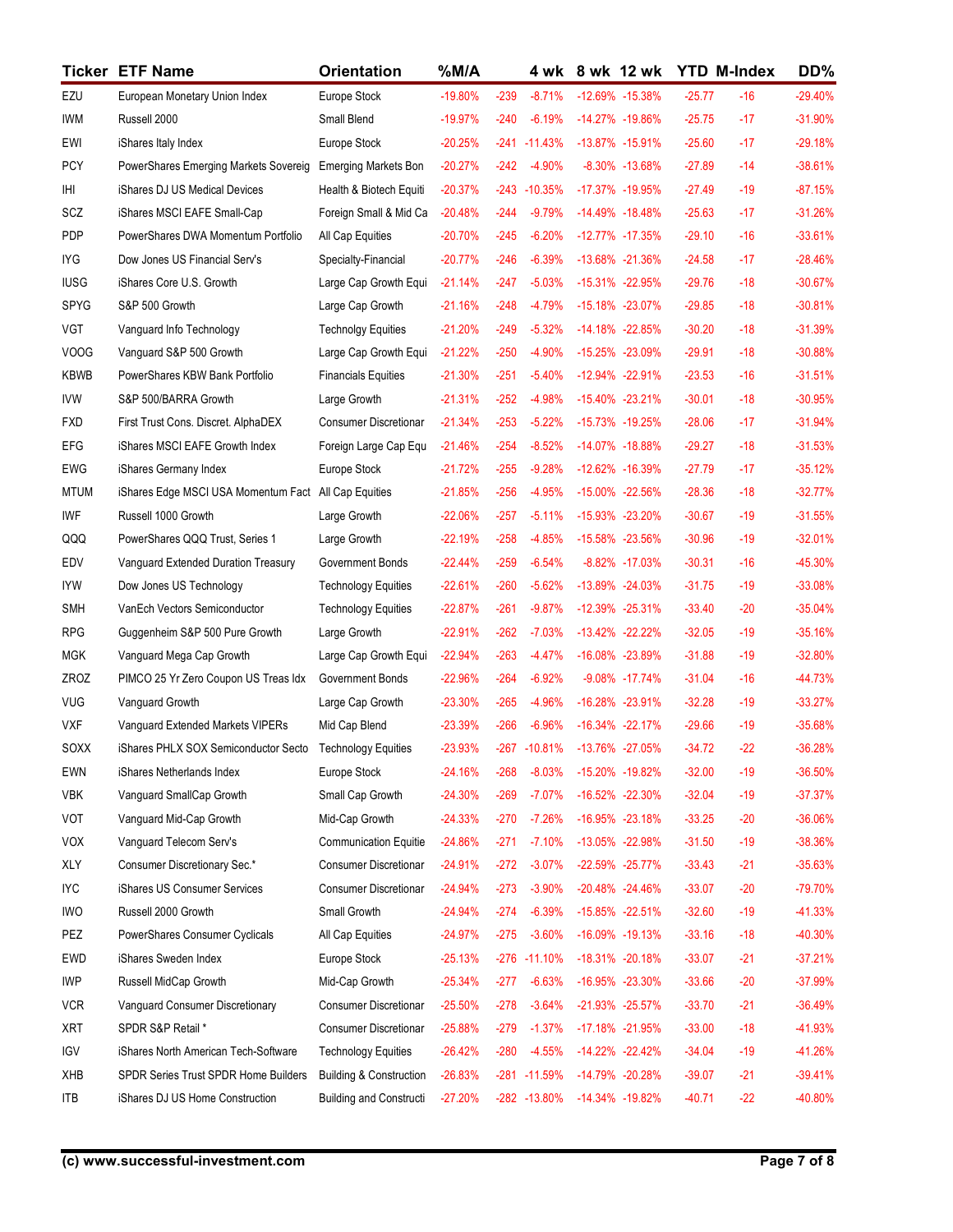| Ticker | ETF Name | Orientation | %M/A | | 4 wk | 8 wk | 12 wk | YTD | M-Index | DD% |
|---|---|---|---|---|---|---|---|---|---|---|
| EZU | European Monetary Union Index | Europe Stock | -19.80% | -239 | -8.71% | -12.69% | -15.38% | -25.77 | -16 | -29.40% |
| IWM | Russell 2000 | Small Blend | -19.97% | -240 | -6.19% | -14.27% | -19.86% | -25.75 | -17 | -31.90% |
| EWI | iShares Italy Index | Europe Stock | -20.25% | -241 | -11.43% | -13.87% | -15.91% | -25.60 | -17 | -29.18% |
| PCY | PowerShares Emerging Markets Sovereig | Emerging Markets Bon | -20.27% | -242 | -4.90% | -8.30% | -13.68% | -27.89 | -14 | -38.61% |
| IHI | iShares DJ US Medical Devices | Health & Biotech Equiti | -20.37% | -243 | -10.35% | -17.37% | -19.95% | -27.49 | -19 | -87.15% |
| SCZ | iShares MSCI EAFE Small-Cap | Foreign Small & Mid Ca | -20.48% | -244 | -9.79% | -14.49% | -18.48% | -25.63 | -17 | -31.26% |
| PDP | PowerShares DWA Momentum Portfolio | All Cap Equities | -20.70% | -245 | -6.20% | -12.77% | -17.35% | -29.10 | -16 | -33.61% |
| IYG | Dow Jones US Financial Serv's | Specialty-Financial | -20.77% | -246 | -6.39% | -13.68% | -21.36% | -24.58 | -17 | -28.46% |
| IUSG | iShares Core U.S. Growth | Large Cap Growth Equi | -21.14% | -247 | -5.03% | -15.31% | -22.95% | -29.76 | -18 | -30.67% |
| SPYG | S&P 500 Growth | Large Cap Growth | -21.16% | -248 | -4.79% | -15.18% | -23.07% | -29.85 | -18 | -30.81% |
| VGT | Vanguard Info Technology | Technolgy Equities | -21.20% | -249 | -5.32% | -14.18% | -22.85% | -30.20 | -18 | -31.39% |
| VOOG | Vanguard S&P 500 Growth | Large Cap Growth Equi | -21.22% | -250 | -4.90% | -15.25% | -23.09% | -29.91 | -18 | -30.88% |
| KBWB | PowerShares KBW Bank Portfolio | Financials Equities | -21.30% | -251 | -5.40% | -12.94% | -22.91% | -23.53 | -16 | -31.51% |
| IVW | S&P 500/BARRA Growth | Large Growth | -21.31% | -252 | -4.98% | -15.40% | -23.21% | -30.01 | -18 | -30.95% |
| FXD | First Trust Cons. Discret. AlphaDEX | Consumer Discretionar | -21.34% | -253 | -5.22% | -15.73% | -19.25% | -28.06 | -17 | -31.94% |
| EFG | iShares MSCI EAFE Growth Index | Foreign Large Cap Equ | -21.46% | -254 | -8.52% | -14.07% | -18.88% | -29.27 | -18 | -31.53% |
| EWG | iShares Germany Index | Europe Stock | -21.72% | -255 | -9.28% | -12.62% | -16.39% | -27.79 | -17 | -35.12% |
| MTUM | iShares Edge MSCI USA Momentum Fact | All Cap Equities | -21.85% | -256 | -4.95% | -15.00% | -22.56% | -28.36 | -18 | -32.77% |
| IWF | Russell 1000 Growth | Large Growth | -22.06% | -257 | -5.11% | -15.93% | -23.20% | -30.67 | -19 | -31.55% |
| QQQ | PowerShares QQQ Trust, Series 1 | Large Growth | -22.19% | -258 | -4.85% | -15.58% | -23.56% | -30.96 | -19 | -32.01% |
| EDV | Vanguard Extended Duration Treasury | Government Bonds | -22.44% | -259 | -6.54% | -8.82% | -17.03% | -30.31 | -16 | -45.30% |
| IYW | Dow Jones US Technology | Technology Equities | -22.61% | -260 | -5.62% | -13.89% | -24.03% | -31.75 | -19 | -33.08% |
| SMH | VanEch Vectors Semiconductor | Technology Equities | -22.87% | -261 | -9.87% | -12.39% | -25.31% | -33.40 | -20 | -35.04% |
| RPG | Guggenheim S&P 500 Pure Growth | Large Growth | -22.91% | -262 | -7.03% | -13.42% | -22.22% | -32.05 | -19 | -35.16% |
| MGK | Vanguard Mega Cap Growth | Large Cap Growth Equi | -22.94% | -263 | -4.47% | -16.08% | -23.89% | -31.88 | -19 | -32.80% |
| ZROZ | PIMCO 25 Yr Zero Coupon US Treas Idx | Government Bonds | -22.96% | -264 | -6.92% | -9.08% | -17.74% | -31.04 | -16 | -44.73% |
| VUG | Vanguard Growth | Large Cap Growth | -23.30% | -265 | -4.96% | -16.28% | -23.91% | -32.28 | -19 | -33.27% |
| VXF | Vanguard Extended Markets VIPERs | Mid Cap Blend | -23.39% | -266 | -6.96% | -16.34% | -22.17% | -29.66 | -19 | -35.68% |
| SOXX | iShares PHLX SOX Semiconductor Secto | Technology Equities | -23.93% | -267 | -10.81% | -13.76% | -27.05% | -34.72 | -22 | -36.28% |
| EWN | iShares Netherlands Index | Europe Stock | -24.16% | -268 | -8.03% | -15.20% | -19.82% | -32.00 | -19 | -36.50% |
| VBK | Vanguard SmallCap Growth | Small Cap Growth | -24.30% | -269 | -7.07% | -16.52% | -22.30% | -32.04 | -19 | -37.37% |
| VOT | Vanguard Mid-Cap Growth | Mid-Cap Growth | -24.33% | -270 | -7.26% | -16.95% | -23.18% | -33.25 | -20 | -36.06% |
| VOX | Vanguard Telecom Serv's | Communication Equitie | -24.86% | -271 | -7.10% | -13.05% | -22.98% | -31.50 | -19 | -38.36% |
| XLY | Consumer Discretionary Sec.* | Consumer Discretionar | -24.91% | -272 | -3.07% | -22.59% | -25.77% | -33.43 | -21 | -35.63% |
| IYC | iShares US Consumer Services | Consumer Discretionar | -24.94% | -273 | -3.90% | -20.48% | -24.46% | -33.07 | -20 | -79.70% |
| IWO | Russell 2000 Growth | Small Growth | -24.94% | -274 | -6.39% | -15.85% | -22.51% | -32.60 | -19 | -41.33% |
| PEZ | PowerShares Consumer Cyclicals | All Cap Equities | -24.97% | -275 | -3.60% | -16.09% | -19.13% | -33.16 | -18 | -40.30% |
| EWD | iShares Sweden Index | Europe Stock | -25.13% | -276 | -11.10% | -18.31% | -20.18% | -33.07 | -21 | -37.21% |
| IWP | Russell MidCap Growth | Mid-Cap Growth | -25.34% | -277 | -6.63% | -16.95% | -23.30% | -33.66 | -20 | -37.99% |
| VCR | Vanguard Consumer Discretionary | Consumer Discretionar | -25.50% | -278 | -3.64% | -21.93% | -25.57% | -33.70 | -21 | -36.49% |
| XRT | SPDR S&P Retail * | Consumer Discretionar | -25.88% | -279 | -1.37% | -17.18% | -21.95% | -33.00 | -18 | -41.93% |
| IGV | iShares North American Tech-Software | Technology Equities | -26.42% | -280 | -4.55% | -14.22% | -22.42% | -34.04 | -19 | -41.26% |
| XHB | SPDR Series Trust SPDR Home Builders | Building & Construction | -26.83% | -281 | -11.59% | -14.79% | -20.28% | -39.07 | -21 | -39.41% |
| ITB | iShares DJ US Home Construction | Building and Constructi | -27.20% | -282 | -13.80% | -14.34% | -19.82% | -40.71 | -22 | -40.80% |

(c) www.successful-investment.com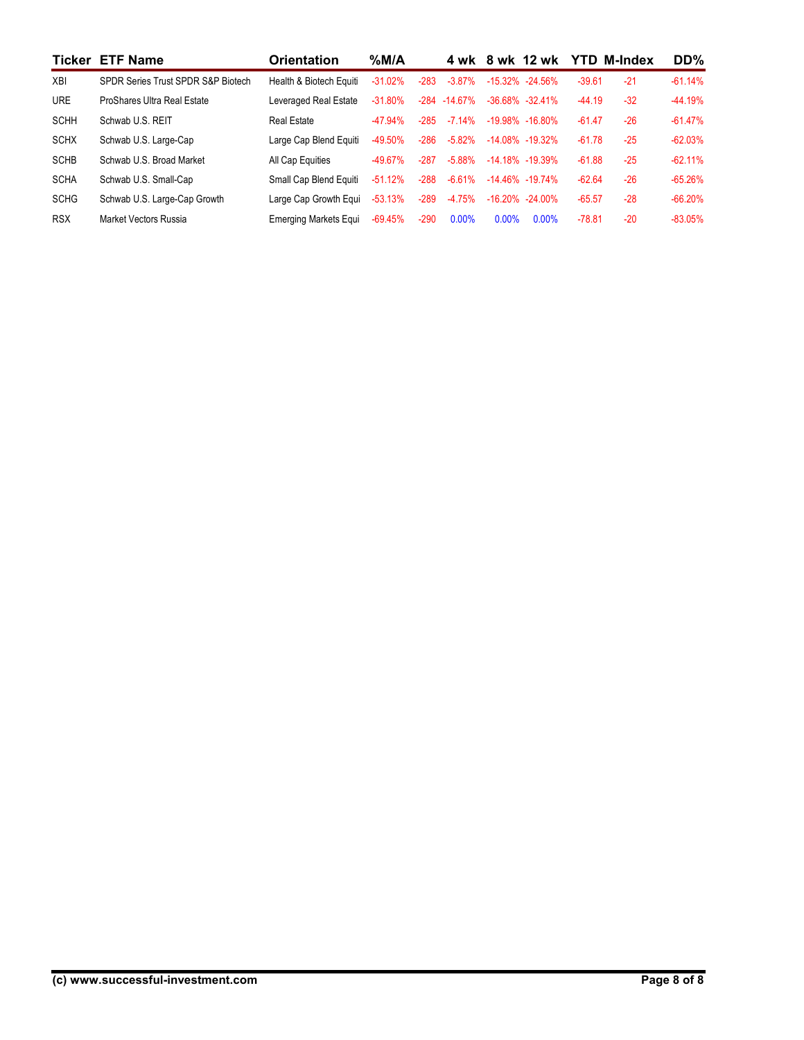| Ticker | ETF Name | Orientation | %M/A | | 4 wk | 8 wk | 12 wk | YTD | M-Index | DD% |
|---|---|---|---|---|---|---|---|---|---|---|
| XBI | SPDR Series Trust SPDR S&P Biotech | Health & Biotech Equiti | -31.02% | -283 | -3.87% | -15.32% | -24.56% | -39.61 | -21 | -61.14% |
| URE | ProShares Ultra Real Estate | Leveraged Real Estate | -31.80% | -284 | -14.67% | -36.68% | -32.41% | -44.19 | -32 | -44.19% |
| SCHH | Schwab U.S. REIT | Real Estate | -47.94% | -285 | -7.14% | -19.98% | -16.80% | -61.47 | -26 | -61.47% |
| SCHX | Schwab U.S. Large-Cap | Large Cap Blend Equiti | -49.50% | -286 | -5.82% | -14.08% | -19.32% | -61.78 | -25 | -62.03% |
| SCHB | Schwab U.S. Broad Market | All Cap Equities | -49.67% | -287 | -5.88% | -14.18% | -19.39% | -61.88 | -25 | -62.11% |
| SCHA | Schwab U.S. Small-Cap | Small Cap Blend Equiti | -51.12% | -288 | -6.61% | -14.46% | -19.74% | -62.64 | -26 | -65.26% |
| SCHG | Schwab U.S. Large-Cap Growth | Large Cap Growth Equi | -53.13% | -289 | -4.75% | -16.20% | -24.00% | -65.57 | -28 | -66.20% |
| RSX | Market Vectors Russia | Emerging Markets Equi | -69.45% | -290 | 0.00% | 0.00% | 0.00% | -78.81 | -20 | -83.05% |

(c) www.successful-investment.com